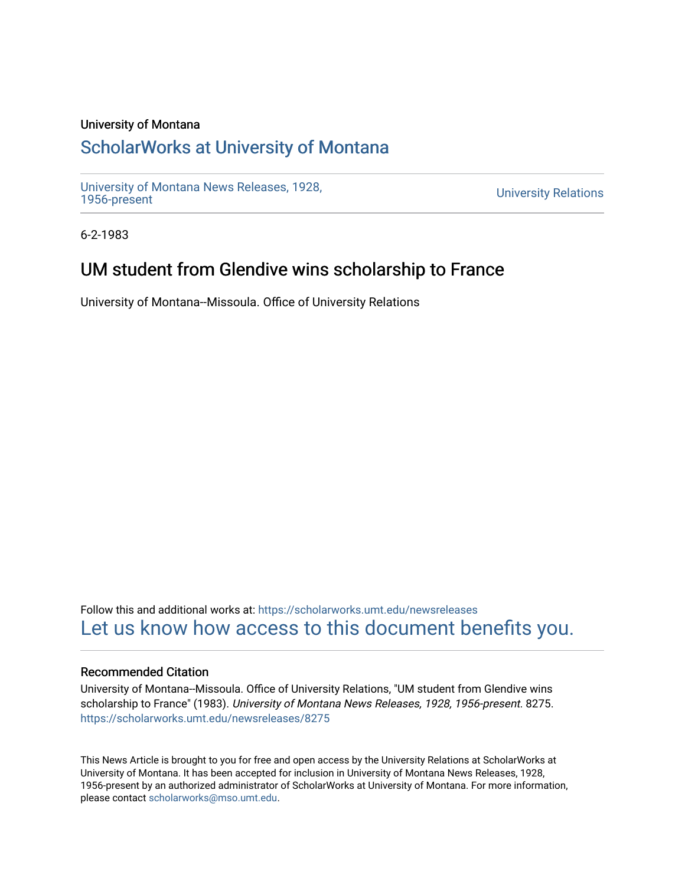University of Montana

# ScholarWorks at University of Montana

University of Montana News Releases, 1928, 1956-present

University Relations

6-2-1983

## UM student from Glendive wins scholarship to France

University of Montana--Missoula. Office of University Relations

Follow this and additional works at: https://scholarworks.umt.edu/newsreleases

Let us know how access to this document benefits you.

### Recommended Citation

University of Montana--Missoula. Office of University Relations, "UM student from Glendive wins scholarship to France" (1983). *University of Montana News Releases, 1928, 1956-present*. 8275. https://scholarworks.umt.edu/newsreleases/8275

This News Article is brought to you for free and open access by the University Relations at ScholarWorks at University of Montana. It has been accepted for inclusion in University of Montana News Releases, 1928, 1956-present by an authorized administrator of ScholarWorks at University of Montana. For more information, please contact scholarworks@mso.umt.edu.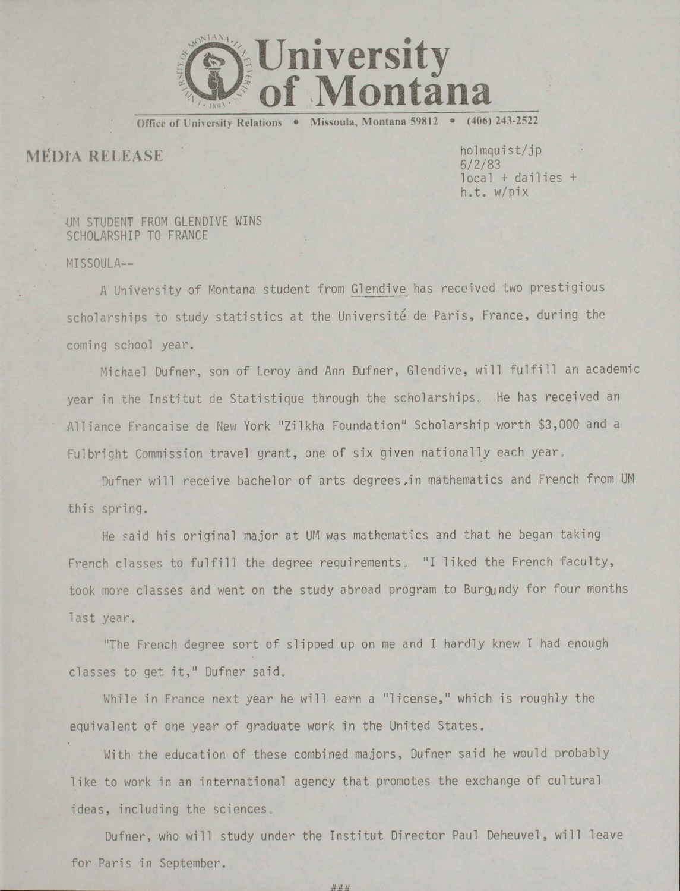# University of Montana

Office of University Relations • Missoula, Montana 59812 • (406) 243-2522

**MEDIA RELEASE**

holmquist/jp
6/2/83
local + dailies +
h.t. w/pix

UM STUDENT FROM GLENDIVE WINS
SCHOLARSHIP TO FRANCE

MISSOULA--

A University of Montana student from Glendive has received two prestigious scholarships to study statistics at the Université de Paris, France, during the coming school year.

Michael Dufner, son of Leroy and Ann Dufner, Glendive, will fulfill an academic year in the Institut de Statistique through the scholarships. He has received an Alliance Francaise de New York "Zilkha Foundation" Scholarship worth $3,000 and a Fulbright Commission travel grant, one of six given nationally each year.

Dufner will receive bachelor of arts degrees in mathematics and French from UM this spring.

He said his original major at UM was mathematics and that he began taking French classes to fulfill the degree requirements. "I liked the French faculty, took more classes and went on the study abroad program to Burgundy for four months last year.

"The French degree sort of slipped up on me and I hardly knew I had enough classes to get it," Dufner said.

While in France next year he will earn a "license," which is roughly the equivalent of one year of graduate work in the United States.

With the education of these combined majors, Dufner said he would probably like to work in an international agency that promotes the exchange of cultural ideas, including the sciences.

Dufner, who will study under the Institut Director Paul Deheuvel, will leave for Paris in September.

###